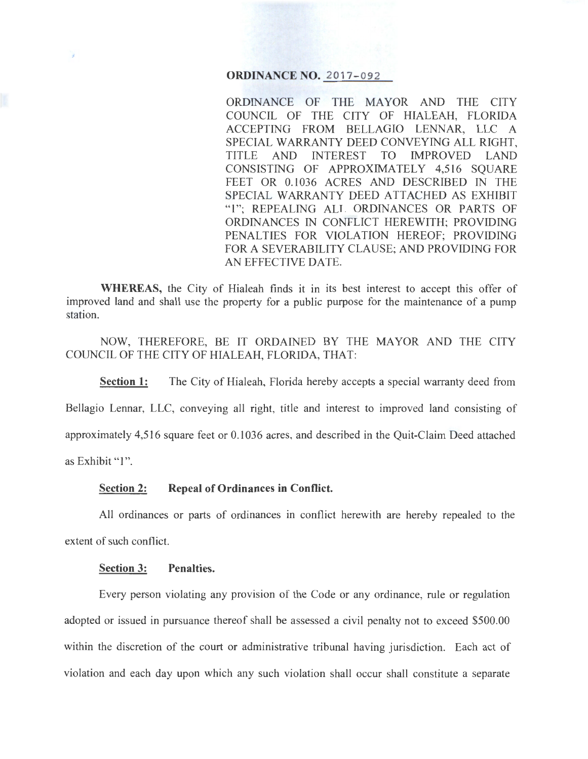**ORDINANCE NO. 2017-092**

ORDINANCE OF THE MAYOR AND THE CITY COUNCIL OF THE CITY OF HIALEAH, FLORIDA ACCEPTING FROM BELLAGIO LENNAR, LLC A SPECIAL WARRANTY DEED CONVEYING ALL RIGHT, TITLE AND INTEREST TO IMPROVED LAND CONSISTING OF APPROXIMATELY 4,516 SQUARE FEET OR 0.1036 ACRES AND DESCRIBED IN THE SPECIAL WARRANTY DEED ATTACHED AS EXHIBIT "1"; REPEALING ALL ORDINANCES OR PARTS OF ORDINANCES IN CONFLICT HEREWITH; PROVIDING PENALTIES FOR VIOLATION HEREOF; PROVIDING FOR A SEVERABILITY CLAUSE; AND PROVIDING FOR AN EFFECTIVE DATE.

**WHEREAS,** the City of Hialeah finds it in its best interest to accept this offer of improved land and shall use the property for a public purpose for the maintenance of a pump station.

NOW, THEREFORE, BE IT ORDAINED BY THE MAYOR AND THE CITY COUNCIL OF THE CITY OF HIALEAH, FLORIDA, THAT:

**Section 1:** The City of Hialeah, Florida hereby accepts a special warranty deed from Bellagio Lennar, LLC, conveying all right, title and interest to improved land consisting of approximately 4,516 square feet or 0.1036 acres, and described in the Quit-Claim Deed attached as Exhibit "1".

**Section 2: Repeal of Ordinances in Conflict.**

All ordinances or parts of ordinances in conflict herewith are hereby repealed to the extent of such conflict.

**Section 3: Penalties.**

Every person violating any provision of the Code or any ordinance, rule or regulation adopted or issued in pursuance thereof shall be assessed a civil penalty not to exceed $500.00 within the discretion of the court or administrative tribunal having jurisdiction. Each act of violation and each day upon which any such violation shall occur shall constitute a separate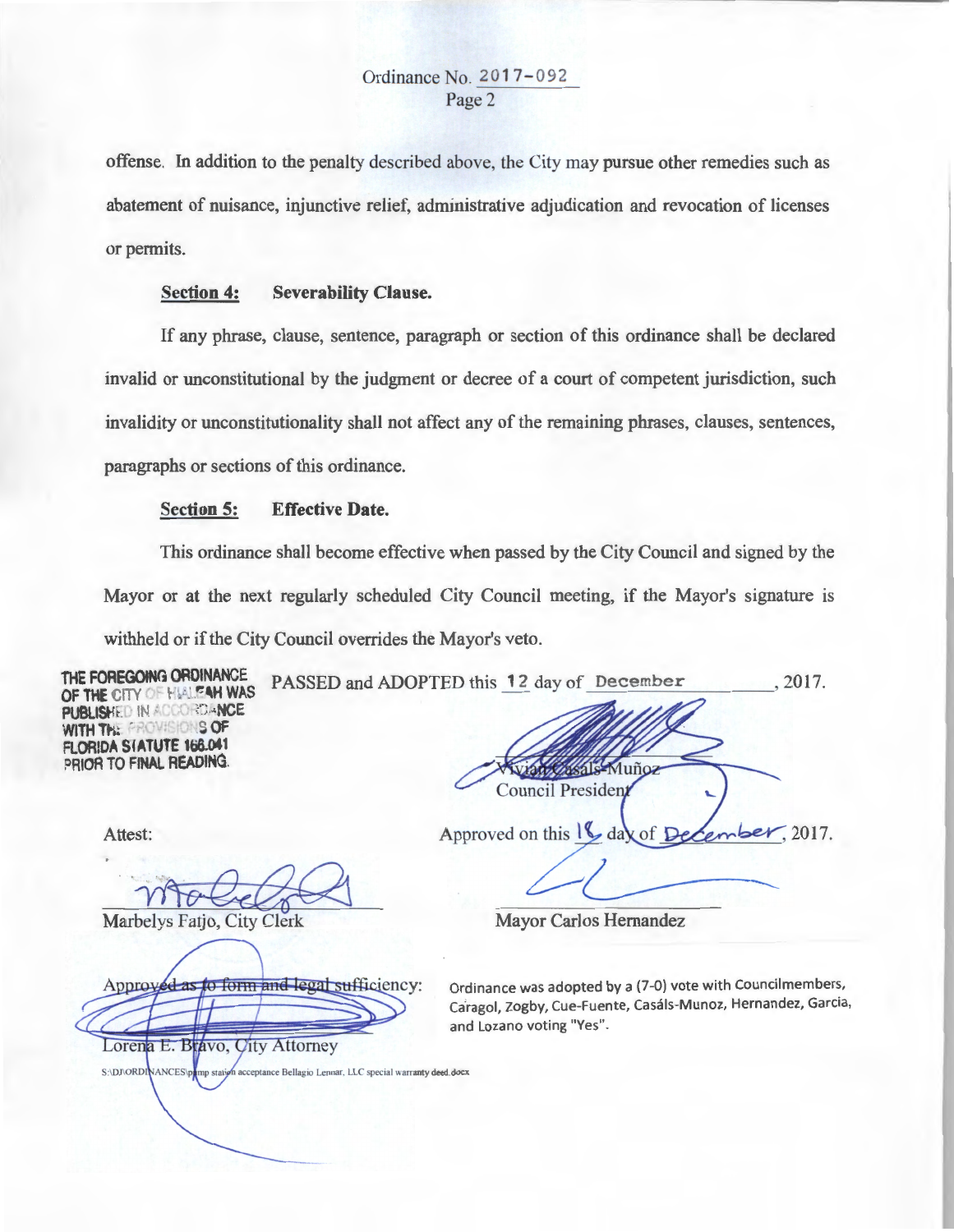Ordinance No. 2017-092

offense. In addition to the penalty described above, the City may pursue other remedies such as abatement of nuisance, injunctive relief, administrative adjudication and revocation of licenses or permits.

**Section 4: Severability Clause.**

If any phrase, clause, sentence, paragraph or section of this ordinance shall be declared invalid or unconstitutional by the judgment or decree of a court of competent jurisdiction, such invalidity or unconstitutionality shall not affect any of the remaining phrases, clauses, sentences, paragraphs or sections of this ordinance.

**Section 5: Effective Date.**

This ordinance shall become effective when passed by the City Council and signed by the Mayor or at the next regularly scheduled City Council meeting, if the Mayor's signature is withheld or if the City Council overrides the Mayor's veto.

**THE FOREGOING ORDINANCE OF THE CITY OF HIALEAH WAS PUBLISHED IN ACCORDANCE WITH THE PROVISIONS OF FLORIDA STATUTE 166.041 PRIOR TO FINAL READING.**

PASSED and ADOPTED this 12 day of December, 2017.

Vivian Casals-Muñoz
Council President

Approved on this 18 day of December, 2017.

Attest:

Marbelys Fatjo, City Clerk

Mayor Carlos Hernandez

Approved as to form and legal sufficiency:

Lorena E. Bravo, City Attorney

Ordinance was adopted by a (7-0) vote with Councilmembers, Caragol, Zogby, Cue-Fuente, Casáls-Munoz, Hernandez, Garcia, and Lozano voting "Yes".

S:\DJ\ORDINANCES\pump station acceptance Bellagio Lennar, LLC special warranty deed.docx